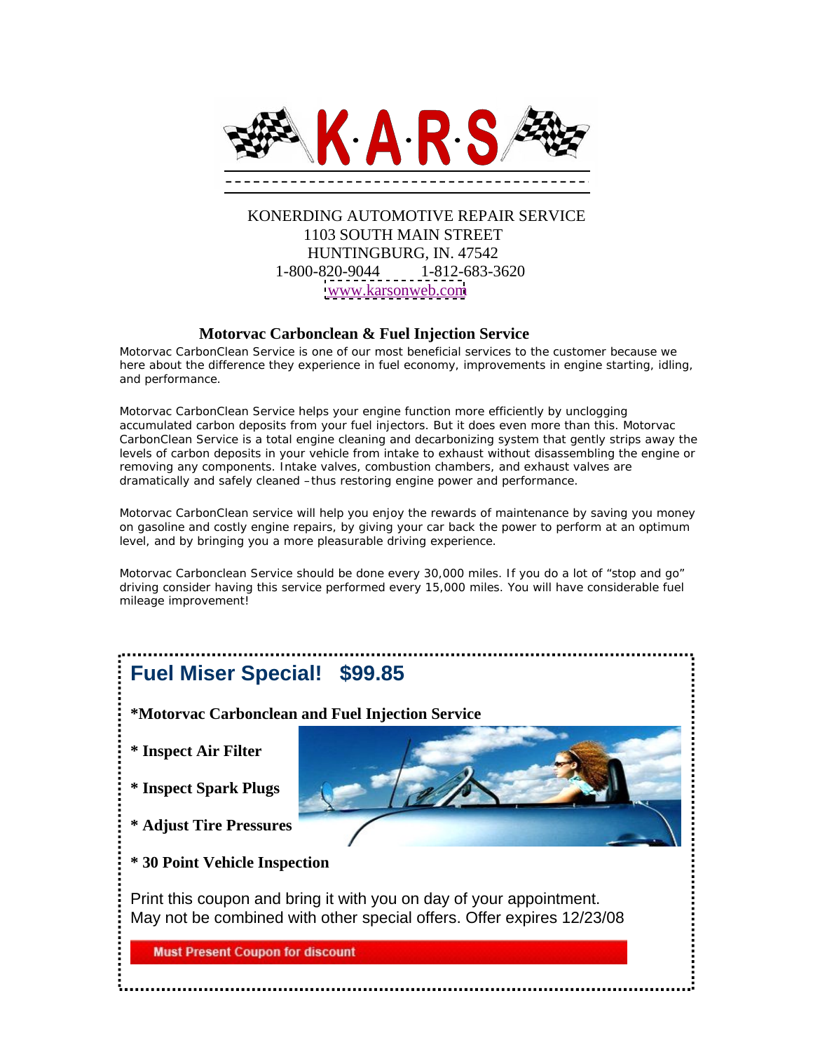# K·A·R·S

KONERDING AUTOMOTIVE REPAIR SERVICE
1103 SOUTH MAIN STREET
HUNTINGBURG, IN. 47542
1-800-820-9044 1-812-683-3620
www.karsonweb.com

## Motorvac Carbonclean & Fuel Injection Service

Motorvac CarbonClean Service is one of our most beneficial services to the customer because we here about the difference they experience in fuel economy, improvements in engine starting, idling, and performance.

Motorvac CarbonClean Service helps your engine function more efficiently by unclogging accumulated carbon deposits from your fuel injectors. But it does even more than this. Motorvac CarbonClean Service is a total engine cleaning and decarbonizing system that gently strips away the levels of carbon deposits in your vehicle from intake to exhaust without disassembling the engine or removing any components. Intake valves, combustion chambers, and exhaust valves are dramatically and safely cleaned –thus restoring engine power and performance.

Motorvac CarbonClean service will help you enjoy the rewards of maintenance by saving you money on gasoline and costly engine repairs, by giving your car back the power to perform at an optimum level, and by bringing you a more pleasurable driving experience.

Motorvac Carbonclean Service should be done every 30,000 miles. If you do a lot of "stop and go" driving consider having this service performed every 15,000 miles. You will have considerable fuel mileage improvement!

## Fuel Miser Special! $99.85

**\*Motorvac Carbonclean and Fuel Injection Service**

**\* Inspect Air Filter**

**\* Inspect Spark Plugs**

**\* Adjust Tire Pressures**

**\* 30 Point Vehicle Inspection**

Print this coupon and bring it with you on day of your appointment.
May not be combined with other special offers. Offer expires 12/23/08

**Must Present Coupon for discount**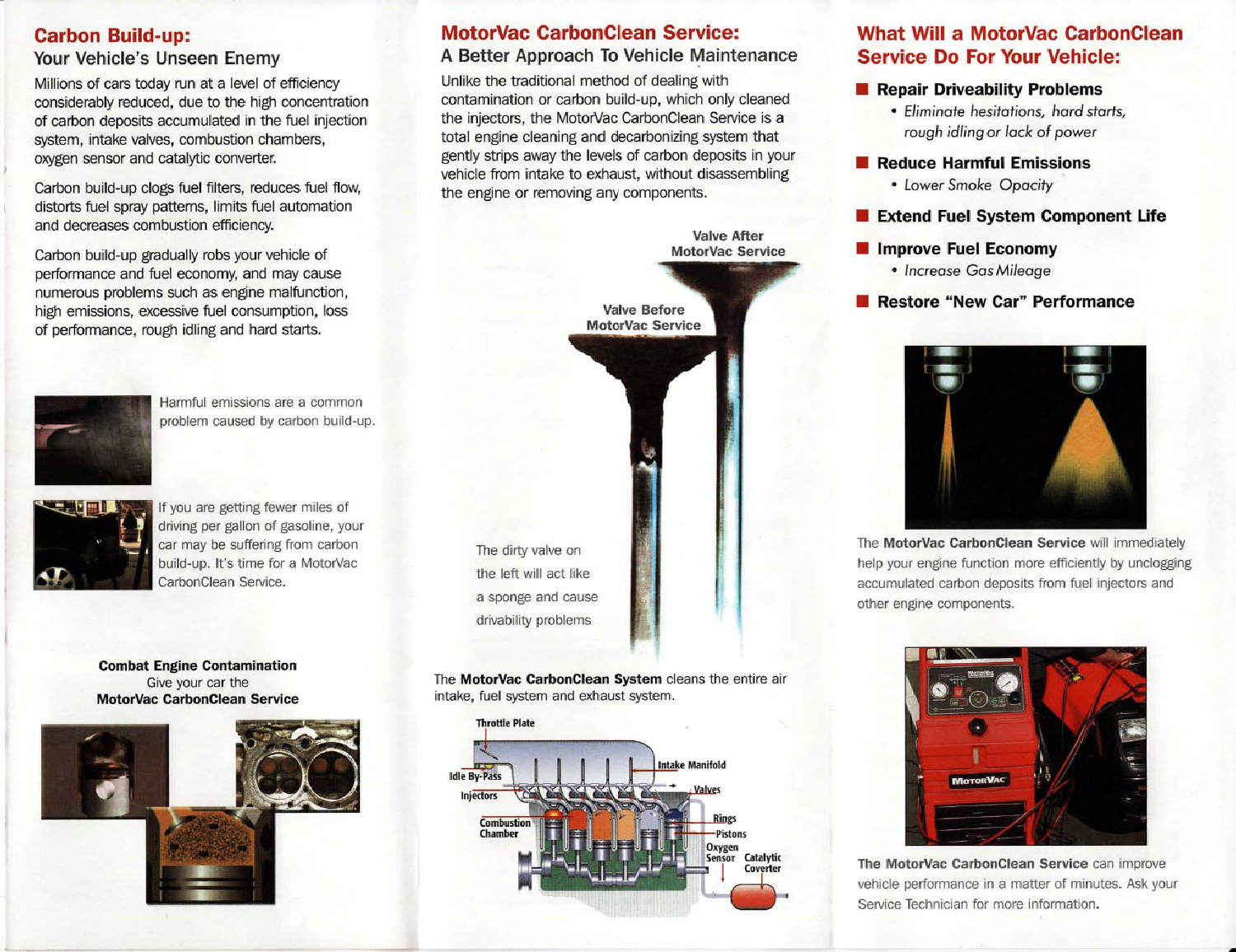## Carbon Build-up:

### Your Vehicle's Unseen Enemy

Millions of cars today run at a level of efficiency considerably reduced, due to the high concentration of carbon deposits accumulated in the fuel injection system, intake valves, combustion chambers, oxygen sensor and catalytic converter.

Carbon build-up clogs fuel filters, reduces fuel flow, distorts fuel spray patterns, limits fuel automation and decreases combustion efficiency.

Carbon build-up gradually robs your vehicle of performance and fuel economy, and may cause numerous problems such as engine malfunction, high emissions, excessive fuel consumption, loss of performance, rough idling and hard starts.

Harmful emissions are a common problem caused by carbon build-up.

If you are getting fewer miles of driving per gallon of gasoline, your car may be suffering from carbon build-up. It's time for a MotorVac CarbonClean Service.

**Combat Engine Contamination**
Give your car the
**MotorVac CarbonClean Service**

## MotorVac CarbonClean Service:

### A Better Approach To Vehicle Maintenance

Unlike the traditional method of dealing with contamination or carbon build-up, which only cleaned the injectors, the MotorVac CarbonClean Service is a total engine cleaning and decarbonizing system that gently strips away the levels of carbon deposits in your vehicle from intake to exhaust, without disassembling the engine or removing any components.

Valve After MotorVac Service

Valve Before MotorVac Service

The dirty valve on the left will act like a sponge and cause drivability problems

The **MotorVac CarbonClean System** cleans the entire air intake, fuel system and exhaust system.

Throttle Plate
Idle By-Pass
Injectors
Combustion Chamber
Intake Manifold
Valves
Rings
Pistons
Oxygen Sensor
Catalytic Coverter

## What Will a MotorVac CarbonClean Service Do For Your Vehicle:

- **Repair Driveability Problems**
  - *Eliminate hesitations, hard starts, rough idling or lack of power*
- **Reduce Harmful Emissions**
  - *Lower Smoke Opacity*
- **Extend Fuel System Component Life**
- **Improve Fuel Economy**
  - *Increase Gas Mileage*
- **Restore "New Car" Performance**

The **MotorVac CarbonClean Service** will immediately help your engine function more efficiently by unclogging accumulated carbon deposits from fuel injectors and other engine components.

MotorVac

**The MotorVac CarbonClean Service** can improve vehicle performance in a matter of minutes. Ask your Service Technician for more information.